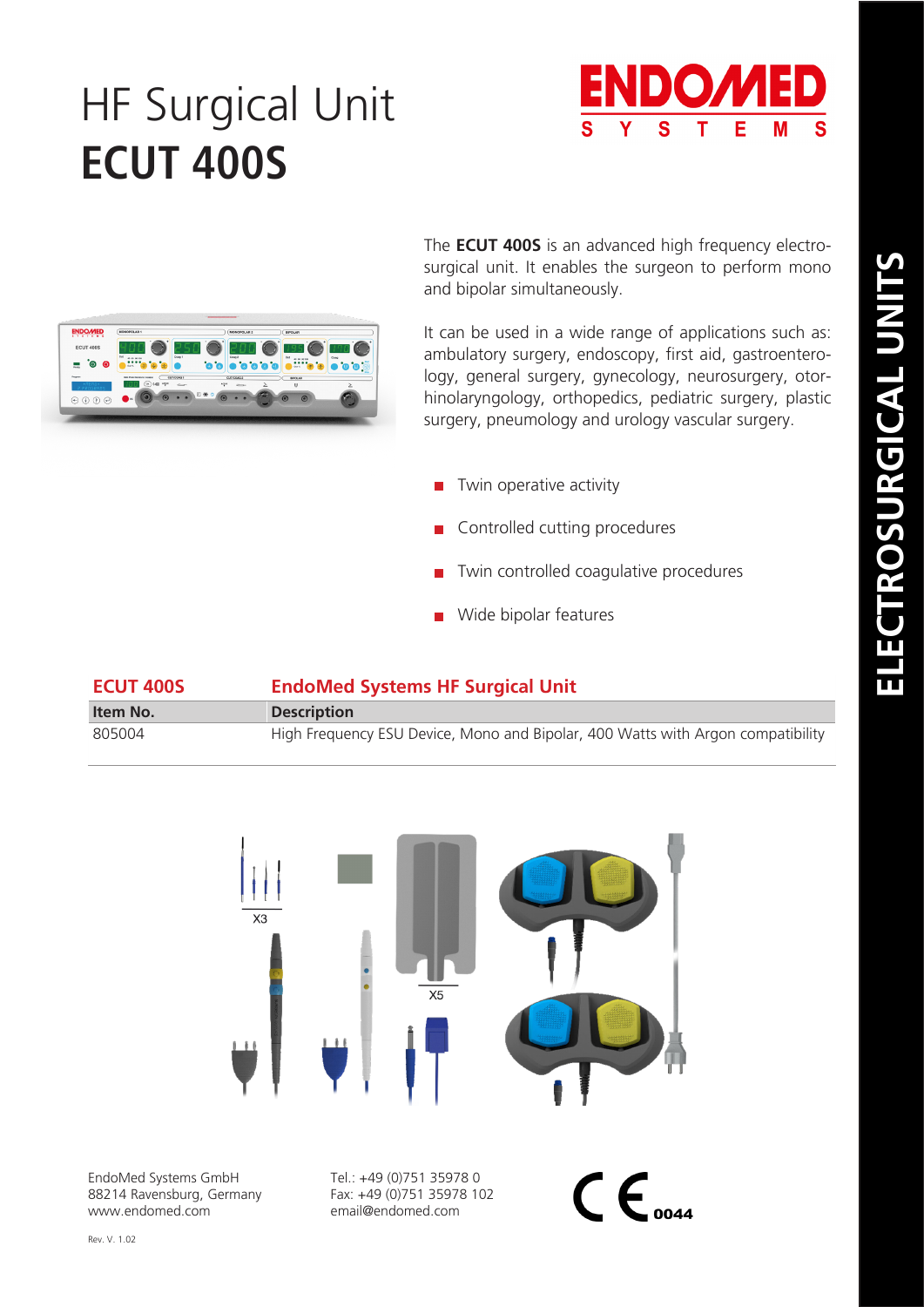# HF Surgical Unit
# ECUT 400S

ENDOMED SYSTEMS

ELECTROSURGICAL UNITS

The **ECUT 400S** is an advanced high frequency electro-surgical unit. It enables the surgeon to perform mono and bipolar simultaneously.

It can be used in a wide range of applications such as: ambulatory surgery, endoscopy, first aid, gastroentero-logy, general surgery, gynecology, neurosurgery, otor-hinolaryngology, orthopedics, pediatric surgery, plastic surgery, pneumology and urology vascular surgery.

- Twin operative activity
- Controlled cutting procedures
- Twin controlled coagulative procedures
- Wide bipolar features

| ECUT 400S | EndoMed Systems HF Surgical Unit |
|---|---|
| **Item No.** | **Description** |
| 805004 | High Frequency ESU Device, Mono and Bipolar, 400 Watts with Argon compatibility |

X3

X5

EndoMed Systems GmbH
88214 Ravensburg, Germany
www.endomed.com

Tel.: +49 (0)751 35978 0
Fax: +49 (0)751 35978 102
email@endomed.com

CE 0044

Rev. V. 1.02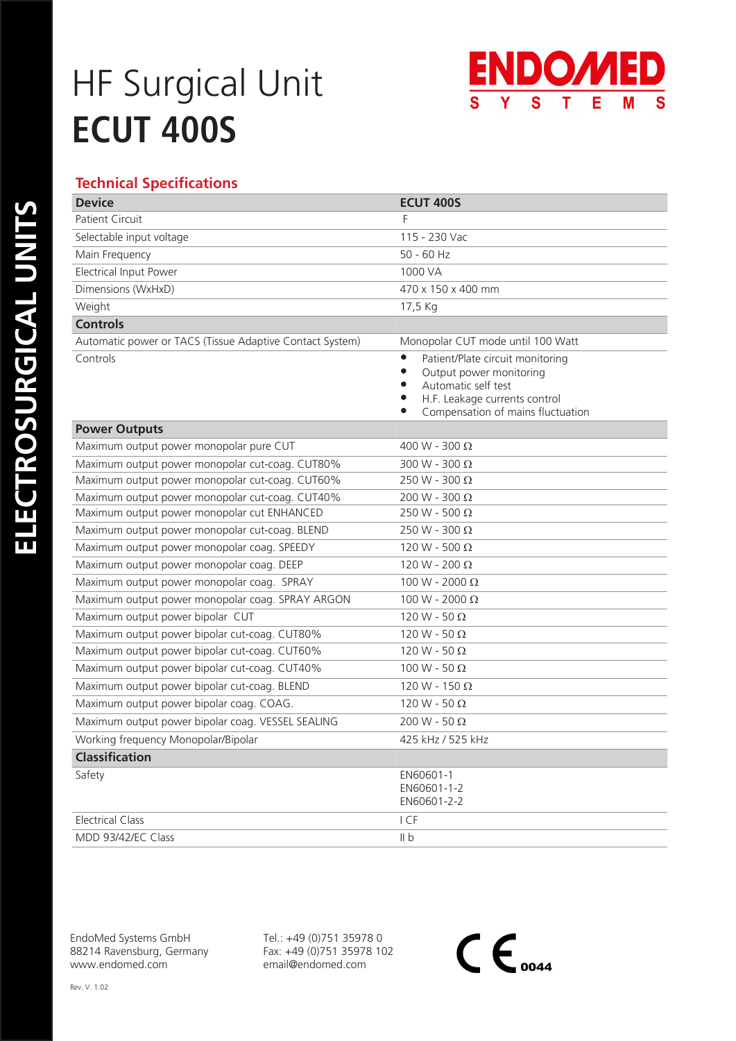# HF Surgical Unit
# ECUT 400S

ENDOMED SYSTEMS

ELECTROSURGICAL UNITS

## Technical Specifications

| **Device** | **ECUT 400S** |
|---|---|
| Patient Circuit | F |
| Selectable input voltage | 115 - 230 Vac |
| Main Frequency | 50 - 60 Hz |
| Electrical Input Power | 1000 VA |
| Dimensions (WxHxD) | 470 x 150 x 400 mm |
| Weight | 17,5 Kg |
| **Controls** | |
| Automatic power or TACS (Tissue Adaptive Contact System) | Monopolar CUT mode until 100 Watt |
| Controls | • Patient/Plate circuit monitoring<br>• Output power monitoring<br>• Automatic self test<br>• H.F. Leakage currents control<br>• Compensation of mains fluctuation |
| **Power Outputs** | |
| Maximum output power monopolar pure CUT | 400 W - 300 Ω |
| Maximum output power monopolar cut-coag. CUT80% | 300 W - 300 Ω |
| Maximum output power monopolar cut-coag. CUT60% | 250 W - 300 Ω |
| Maximum output power monopolar cut-coag. CUT40% | 200 W - 300 Ω |
| Maximum output power monopolar cut ENHANCED | 250 W - 500 Ω |
| Maximum output power monopolar cut-coag. BLEND | 250 W - 300 Ω |
| Maximum output power monopolar coag. SPEEDY | 120 W - 500 Ω |
| Maximum output power monopolar coag. DEEP | 120 W - 200 Ω |
| Maximum output power monopolar coag. SPRAY | 100 W - 2000 Ω |
| Maximum output power monopolar coag. SPRAY ARGON | 100 W - 2000 Ω |
| Maximum output power bipolar CUT | 120 W - 50 Ω |
| Maximum output power bipolar cut-coag. CUT80% | 120 W - 50 Ω |
| Maximum output power bipolar cut-coag. CUT60% | 120 W - 50 Ω |
| Maximum output power bipolar cut-coag. CUT40% | 100 W - 50 Ω |
| Maximum output power bipolar cut-coag. BLEND | 120 W - 150 Ω |
| Maximum output power bipolar coag. COAG. | 120 W - 50 Ω |
| Maximum output power bipolar coag. VESSEL SEALING | 200 W - 50 Ω |
| Working frequency Monopolar/Bipolar | 425 kHz / 525 kHz |
| **Classification** | |
| Safety | EN60601-1<br>EN60601-1-2<br>EN60601-2-2 |
| Electrical Class | I CF |
| MDD 93/42/EC Class | II b |

EndoMed Systems GmbH
88214 Ravensburg, Germany
www.endomed.com

Tel.: +49 (0)751 35978 0
Fax: +49 (0)751 35978 102
email@endomed.com

CE 0044

Rev. V. 1.02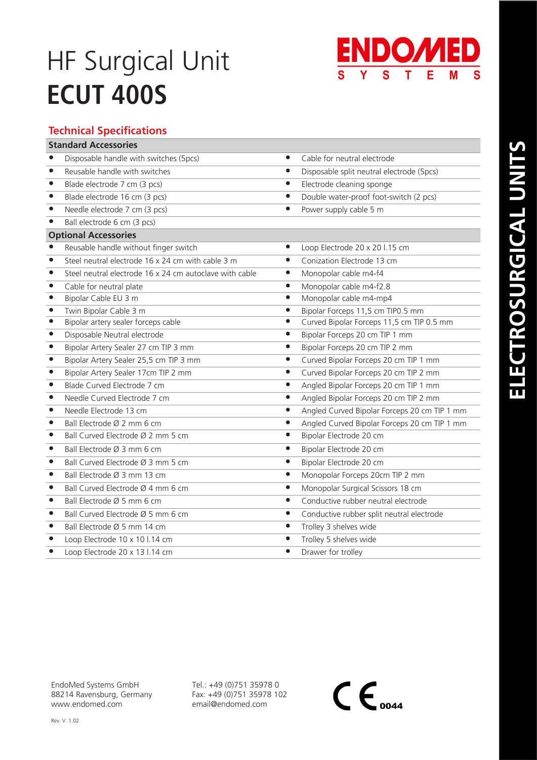# HF Surgical Unit
# ECUT 400S

ENDOMED SYSTEMS

ELECTROSURGICAL UNITS

## Technical Specifications

| Standard Accessories | |
|---|---|
| • Disposable handle with switches (5pcs) | • Cable for neutral electrode |
| • Reusable handle with switches | • Disposable split neutral electrode (5pcs) |
| • Blade electrode 7 cm (3 pcs) | • Electrode cleaning sponge |
| • Blade electrode 16 cm (3 pcs) | • Double water-proof foot-switch (2 pcs) |
| • Needle electrode 7 cm (3 pcs) | • Power supply cable 5 m |
| • Ball electrode 6 cm (3 pcs) | |
| **Optional Accessories** | |
| • Reusable handle without finger switch | • Loop Electrode 20 x 20 l.15 cm |
| • Steel neutral electrode 16 x 24 cm with cable 3 m | • Conization Electrode 13 cm |
| • Steel neutral electrode 16 x 24 cm autoclave with cable | • Monopolar cable m4-f4 |
| • Cable for neutral plate | • Monopolar cable m4-f2.8 |
| • Bipolar Cable EU 3 m | • Monopolar cable m4-mp4 |
| • Twin Bipolar Cable 3 m | • Bipolar Forceps 11,5 cm TIP0.5 mm |
| • Bipolar artery sealer forceps cable | • Curved Bipolar Forceps 11,5 cm TIP 0.5 mm |
| • Disposable Neutral electrode | • Bipolar Forceps 20 cm TIP 1 mm |
| • Bipolar Artery Sealer 27 cm TIP 3 mm | • Bipolar Forceps 20 cm TIP 2 mm |
| • Bipolar Artery Sealer 25,5 cm TIP 3 mm | • Curved Bipolar Forceps 20 cm TIP 1 mm |
| • Bipolar Artery Sealer 17cm TIP 2 mm | • Curved Bipolar Forceps 20 cm TIP 2 mm |
| • Blade Curved Electrode 7 cm | • Angled Bipolar Forceps 20 cm TIP 1 mm |
| • Needle Curved Electrode 7 cm | • Angled Bipolar Forceps 20 cm TIP 2 mm |
| • Needle Electrode 13 cm | • Angled Curved Bipolar Forceps 20 cm TIP 1 mm |
| • Ball Electrode Ø 2 mm 6 cm | • Angled Curved Bipolar Forceps 20 cm TIP 1 mm |
| • Ball Curved Electrode Ø 2 mm 5 cm | • Bipolar Electrode 20 cm |
| • Ball Electrode Ø 3 mm 6 cm | • Bipolar Electrode 20 cm |
| • Ball Curved Electrode Ø 3 mm 5 cm | • Bipolar Electrode 20 cm |
| • Ball Electrode Ø 3 mm 13 cm | • Monopolar Forceps 20cm TIP 2 mm |
| • Ball Curved Electrode Ø 4 mm 6 cm | • Monopolar Surgical Scissors 18 cm |
| • Ball Electrode Ø 5 mm 6 cm | • Conductive rubber neutral electrode |
| • Ball Curved Electrode Ø 5 mm 6 cm | • Conductive rubber split neutral electrode |
| • Ball Electrode Ø 5 mm 14 cm | • Trolley 3 shelves wide |
| • Loop Electrode 10 x 10 l.14 cm | • Trolley 5 shelves wide |
| • Loop Electrode 20 x 13 l.14 cm | • Drawer for trolley |

EndoMed Systems GmbH
88214 Ravensburg, Germany
www.endomed.com

Tel.: +49 (0)751 35978 0
Fax: +49 (0)751 35978 102
email@endomed.com

CE 0044

Rev. V. 1.02